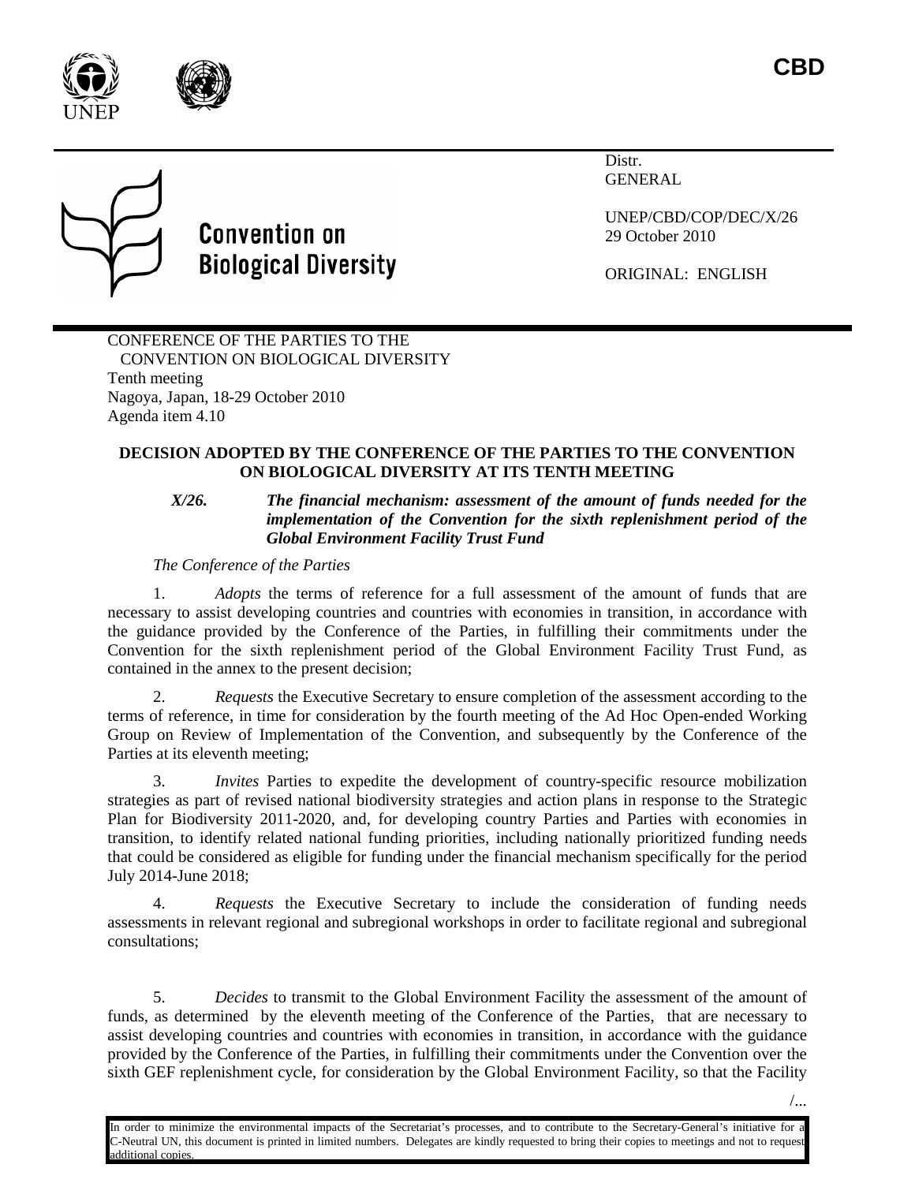CBD

Distr.
GENERAL

UNEP/CBD/COP/DEC/X/26
29 October 2010

ORIGINAL: ENGLISH

**Convention on Biological Diversity**

CONFERENCE OF THE PARTIES TO THE CONVENTION ON BIOLOGICAL DIVERSITY
Tenth meeting
Nagoya, Japan, 18-29 October 2010
Agenda item 4.10

**DECISION ADOPTED BY THE CONFERENCE OF THE PARTIES TO THE CONVENTION ON BIOLOGICAL DIVERSITY AT ITS TENTH MEETING**

***X/26. The financial mechanism: assessment of the amount of funds needed for the implementation of the Convention for the sixth replenishment period of the Global Environment Facility Trust Fund***

*The Conference of the Parties*

1. *Adopts* the terms of reference for a full assessment of the amount of funds that are necessary to assist developing countries and countries with economies in transition, in accordance with the guidance provided by the Conference of the Parties, in fulfilling their commitments under the Convention for the sixth replenishment period of the Global Environment Facility Trust Fund, as contained in the annex to the present decision;

2. *Requests* the Executive Secretary to ensure completion of the assessment according to the terms of reference, in time for consideration by the fourth meeting of the Ad Hoc Open-ended Working Group on Review of Implementation of the Convention, and subsequently by the Conference of the Parties at its eleventh meeting;

3. *Invites* Parties to expedite the development of country-specific resource mobilization strategies as part of revised national biodiversity strategies and action plans in response to the Strategic Plan for Biodiversity 2011-2020, and, for developing country Parties and Parties with economies in transition, to identify related national funding priorities, including nationally prioritized funding needs that could be considered as eligible for funding under the financial mechanism specifically for the period July 2014-June 2018;

4. *Requests* the Executive Secretary to include the consideration of funding needs assessments in relevant regional and subregional workshops in order to facilitate regional and subregional consultations;

5. *Decides* to transmit to the Global Environment Facility the assessment of the amount of funds, as determined by the eleventh meeting of the Conference of the Parties, that are necessary to assist developing countries and countries with economies in transition, in accordance with the guidance provided by the Conference of the Parties, in fulfilling their commitments under the Convention over the sixth GEF replenishment cycle, for consideration by the Global Environment Facility, so that the Facility

In order to minimize the environmental impacts of the Secretariat's processes, and to contribute to the Secretary-General's initiative for a C-Neutral UN, this document is printed in limited numbers. Delegates are kindly requested to bring their copies to meetings and not to request additional copies.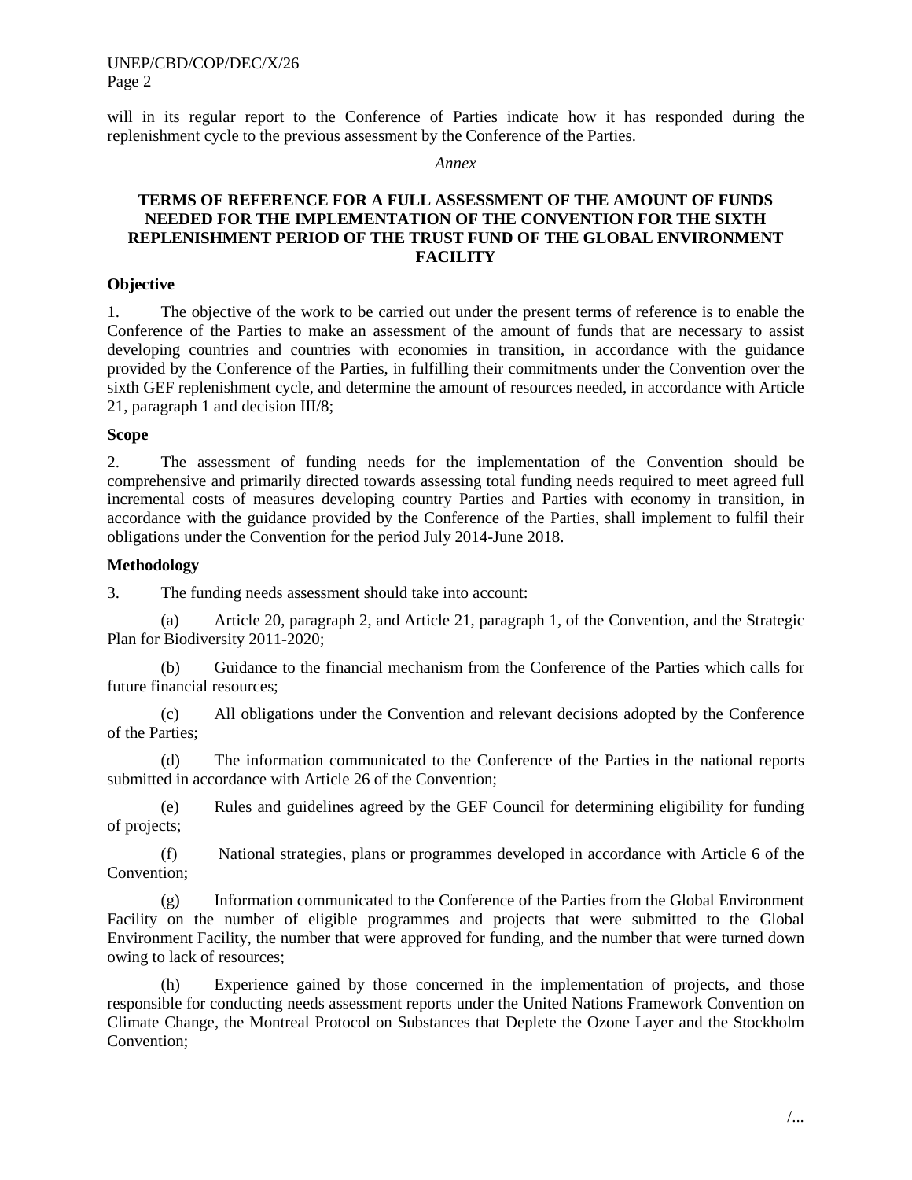will in its regular report to the Conference of Parties indicate how it has responded during the replenishment cycle to the previous assessment by the Conference of the Parties.

*Annex*

**TERMS OF REFERENCE FOR A FULL ASSESSMENT OF THE AMOUNT OF FUNDS NEEDED FOR THE IMPLEMENTATION OF THE CONVENTION FOR THE SIXTH REPLENISHMENT PERIOD OF THE TRUST FUND OF THE GLOBAL ENVIRONMENT FACILITY**

**Objective**

1. The objective of the work to be carried out under the present terms of reference is to enable the Conference of the Parties to make an assessment of the amount of funds that are necessary to assist developing countries and countries with economies in transition, in accordance with the guidance provided by the Conference of the Parties, in fulfilling their commitments under the Convention over the sixth GEF replenishment cycle, and determine the amount of resources needed, in accordance with Article 21, paragraph 1 and decision III/8;

**Scope**

2. The assessment of funding needs for the implementation of the Convention should be comprehensive and primarily directed towards assessing total funding needs required to meet agreed full incremental costs of measures developing country Parties and Parties with economy in transition, in accordance with the guidance provided by the Conference of the Parties, shall implement to fulfil their obligations under the Convention for the period July 2014-June 2018.

**Methodology**

3. The funding needs assessment should take into account:

(a) Article 20, paragraph 2, and Article 21, paragraph 1, of the Convention, and the Strategic Plan for Biodiversity 2011-2020;

(b) Guidance to the financial mechanism from the Conference of the Parties which calls for future financial resources;

(c) All obligations under the Convention and relevant decisions adopted by the Conference of the Parties;

(d) The information communicated to the Conference of the Parties in the national reports submitted in accordance with Article 26 of the Convention;

(e) Rules and guidelines agreed by the GEF Council for determining eligibility for funding of projects;

(f) National strategies, plans or programmes developed in accordance with Article 6 of the Convention;

(g) Information communicated to the Conference of the Parties from the Global Environment Facility on the number of eligible programmes and projects that were submitted to the Global Environment Facility, the number that were approved for funding, and the number that were turned down owing to lack of resources;

(h) Experience gained by those concerned in the implementation of projects, and those responsible for conducting needs assessment reports under the United Nations Framework Convention on Climate Change, the Montreal Protocol on Substances that Deplete the Ozone Layer and the Stockholm Convention;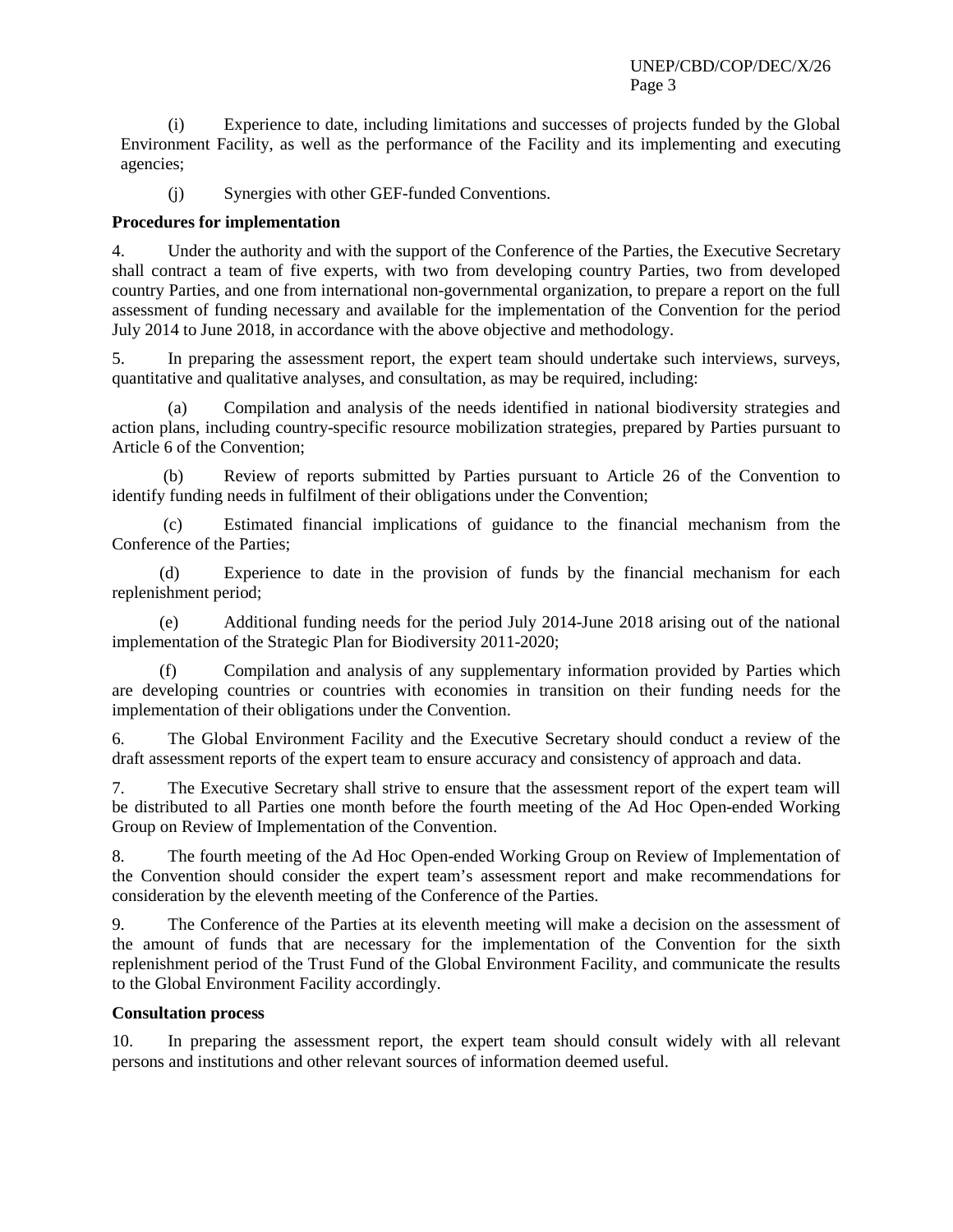(i) Experience to date, including limitations and successes of projects funded by the Global Environment Facility, as well as the performance of the Facility and its implementing and executing agencies;

(j) Synergies with other GEF-funded Conventions.

**Procedures for implementation**

4. Under the authority and with the support of the Conference of the Parties, the Executive Secretary shall contract a team of five experts, with two from developing country Parties, two from developed country Parties, and one from international non-governmental organization, to prepare a report on the full assessment of funding necessary and available for the implementation of the Convention for the period July 2014 to June 2018, in accordance with the above objective and methodology.

5. In preparing the assessment report, the expert team should undertake such interviews, surveys, quantitative and qualitative analyses, and consultation, as may be required, including:

(a) Compilation and analysis of the needs identified in national biodiversity strategies and action plans, including country-specific resource mobilization strategies, prepared by Parties pursuant to Article 6 of the Convention;

(b) Review of reports submitted by Parties pursuant to Article 26 of the Convention to identify funding needs in fulfilment of their obligations under the Convention;

(c) Estimated financial implications of guidance to the financial mechanism from the Conference of the Parties;

(d) Experience to date in the provision of funds by the financial mechanism for each replenishment period;

(e) Additional funding needs for the period July 2014-June 2018 arising out of the national implementation of the Strategic Plan for Biodiversity 2011-2020;

(f) Compilation and analysis of any supplementary information provided by Parties which are developing countries or countries with economies in transition on their funding needs for the implementation of their obligations under the Convention.

6. The Global Environment Facility and the Executive Secretary should conduct a review of the draft assessment reports of the expert team to ensure accuracy and consistency of approach and data.

7. The Executive Secretary shall strive to ensure that the assessment report of the expert team will be distributed to all Parties one month before the fourth meeting of the Ad Hoc Open-ended Working Group on Review of Implementation of the Convention.

8. The fourth meeting of the Ad Hoc Open-ended Working Group on Review of Implementation of the Convention should consider the expert team's assessment report and make recommendations for consideration by the eleventh meeting of the Conference of the Parties.

9. The Conference of the Parties at its eleventh meeting will make a decision on the assessment of the amount of funds that are necessary for the implementation of the Convention for the sixth replenishment period of the Trust Fund of the Global Environment Facility, and communicate the results to the Global Environment Facility accordingly.

**Consultation process**

10. In preparing the assessment report, the expert team should consult widely with all relevant persons and institutions and other relevant sources of information deemed useful.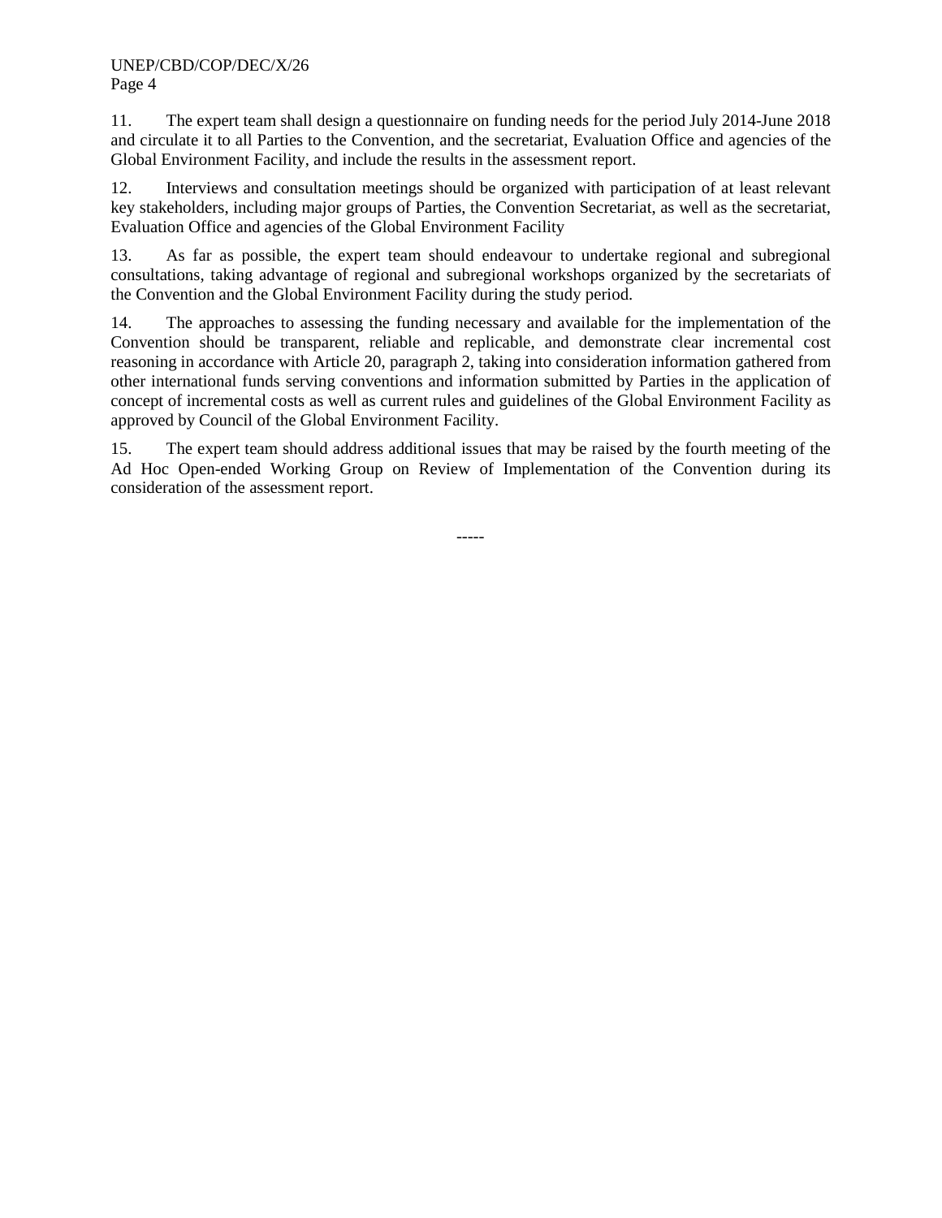11. The expert team shall design a questionnaire on funding needs for the period July 2014-June 2018 and circulate it to all Parties to the Convention, and the secretariat, Evaluation Office and agencies of the Global Environment Facility, and include the results in the assessment report.

12. Interviews and consultation meetings should be organized with participation of at least relevant key stakeholders, including major groups of Parties, the Convention Secretariat, as well as the secretariat, Evaluation Office and agencies of the Global Environment Facility

13. As far as possible, the expert team should endeavour to undertake regional and subregional consultations, taking advantage of regional and subregional workshops organized by the secretariats of the Convention and the Global Environment Facility during the study period.

14. The approaches to assessing the funding necessary and available for the implementation of the Convention should be transparent, reliable and replicable, and demonstrate clear incremental cost reasoning in accordance with Article 20, paragraph 2, taking into consideration information gathered from other international funds serving conventions and information submitted by Parties in the application of concept of incremental costs as well as current rules and guidelines of the Global Environment Facility as approved by Council of the Global Environment Facility.

15. The expert team should address additional issues that may be raised by the fourth meeting of the Ad Hoc Open-ended Working Group on Review of Implementation of the Convention during its consideration of the assessment report.

-----